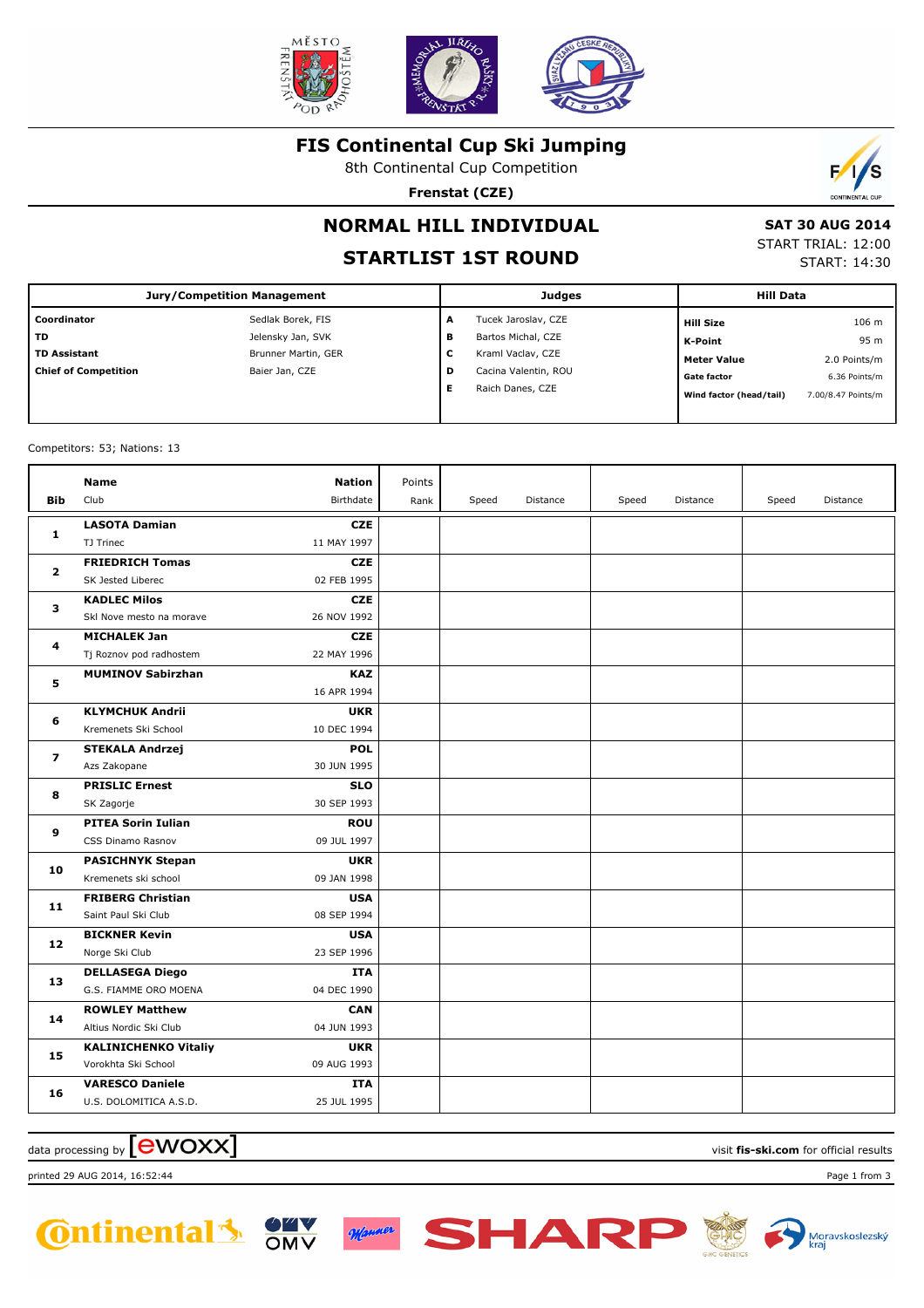# FIS Continental Cup Ski Jumping

8th Continental Cup Competition

**Frenstat (CZE)**

## NORMAL HILL INDIVIDUAL

## STARTLIST 1ST ROUND

**SAT 30 AUG 2014**
START TRIAL: 12:00
START: 14:30

| Jury/Competition Management | | Judges | | Hill Data | |
|---|---|---|---|---|---|
| **Coordinator** | Sedlak Borek, FIS | **A** | Tucek Jaroslav, CZE | **Hill Size** | 106 m |
| **TD** | Jelensky Jan, SVK | **B** | Bartos Michal, CZE | **K-Point** | 95 m |
| **TD Assistant** | Brunner Martin, GER | **C** | Kraml Vaclav, CZE | **Meter Value** | 2.0 Points/m |
| **Chief of Competition** | Baier Jan, CZE | **D** | Cacina Valentin, ROU | **Gate factor** | 6.36 Points/m |
| | | **E** | Raich Danes, CZE | **Wind factor (head/tail)** | 7.00/8.47 Points/m |

Competitors: 53; Nations: 13

| Bib | Name / Club | Nation / Birthdate | Points / Rank | Speed | Distance | Speed | Distance | Speed | Distance |
|---|---|---|---|---|---|---|---|---|---|
| 1 | **LASOTA Damian**<br>TJ Trinec | **CZE**<br>11 MAY 1997 | | | | | | | |
| 2 | **FRIEDRICH Tomas**<br>SK Jested Liberec | **CZE**<br>02 FEB 1995 | | | | | | | |
| 3 | **KADLEC Milos**<br>Skl Nove mesto na morave | **CZE**<br>26 NOV 1992 | | | | | | | |
| 4 | **MICHALEK Jan**<br>Tj Roznov pod radhostem | **CZE**<br>22 MAY 1996 | | | | | | | |
| 5 | **MUMINOV Sabirzhan** | **KAZ**<br>16 APR 1994 | | | | | | | |
| 6 | **KLYMCHUK Andrii**<br>Kremenets Ski School | **UKR**<br>10 DEC 1994 | | | | | | | |
| 7 | **STEKALA Andrzej**<br>Azs Zakopane | **POL**<br>30 JUN 1995 | | | | | | | |
| 8 | **PRISLIC Ernest**<br>SK Zagorje | **SLO**<br>30 SEP 1993 | | | | | | | |
| 9 | **PITEA Sorin Iulian**<br>CSS Dinamo Rasnov | **ROU**<br>09 JUL 1997 | | | | | | | |
| 10 | **PASICHNYK Stepan**<br>Kremenets ski school | **UKR**<br>09 JAN 1998 | | | | | | | |
| 11 | **FRIBERG Christian**<br>Saint Paul Ski Club | **USA**<br>08 SEP 1994 | | | | | | | |
| 12 | **BICKNER Kevin**<br>Norge Ski Club | **USA**<br>23 SEP 1996 | | | | | | | |
| 13 | **DELLASEGA Diego**<br>G.S. FIAMME ORO MOENA | **ITA**<br>04 DEC 1990 | | | | | | | |
| 14 | **ROWLEY Matthew**<br>Altius Nordic Ski Club | **CAN**<br>04 JUN 1993 | | | | | | | |
| 15 | **KALINICHENKO Vitaliy**<br>Vorokhta Ski School | **UKR**<br>09 AUG 1993 | | | | | | | |
| 16 | **VARESCO Daniele**<br>U.S. DOLOMITICA A.S.D. | **ITA**<br>25 JUL 1995 | | | | | | | |

data processing by ewoxx — visit **fis-ski.com** for official results

printed 29 AUG 2014, 16:52:44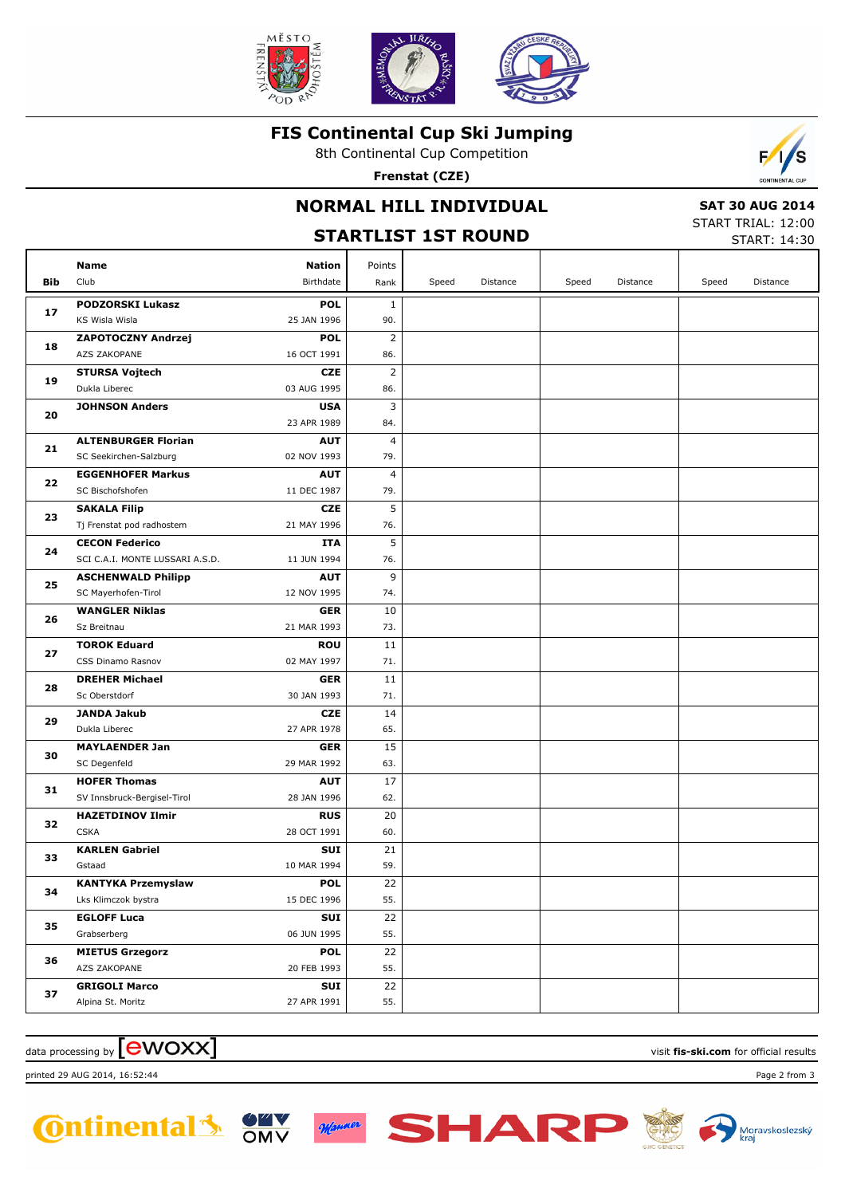# FIS Continental Cup Ski Jumping

8th Continental Cup Competition

**Frenstat (CZE)**

## NORMAL HILL INDIVIDUAL

## STARTLIST 1ST ROUND

**SAT 30 AUG 2014**
START TRIAL: 12:00
START: 14:30

| Bib | Name / Club | Nation / Birthdate | Points / Rank | Speed | Distance | Speed | Distance | Speed | Distance |
|---|---|---|---|---|---|---|---|---|---|
| 17 | **PODZORSKI Lukasz** KS Wisla Wisla | **POL** 25 JAN 1996 | 1 90. | | | | | | |
| 18 | **ZAPOTOCZNY Andrzej** AZS ZAKOPANE | **POL** 16 OCT 1991 | 2 86. | | | | | | |
| 19 | **STURSA Vojtech** Dukla Liberec | **CZE** 03 AUG 1995 | 2 86. | | | | | | |
| 20 | **JOHNSON Anders** | **USA** 23 APR 1989 | 3 84. | | | | | | |
| 21 | **ALTENBURGER Florian** SC Seekirchen-Salzburg | **AUT** 02 NOV 1993 | 4 79. | | | | | | |
| 22 | **EGGENHOFER Markus** SC Bischofshofen | **AUT** 11 DEC 1987 | 4 79. | | | | | | |
| 23 | **SAKALA Filip** Tj Frenstat pod radhostem | **CZE** 21 MAY 1996 | 5 76. | | | | | | |
| 24 | **CECON Federico** SCI C.A.I. MONTE LUSSARI A.S.D. | **ITA** 11 JUN 1994 | 5 76. | | | | | | |
| 25 | **ASCHENWALD Philipp** SC Mayerhofen-Tirol | **AUT** 12 NOV 1995 | 9 74. | | | | | | |
| 26 | **WANGLER Niklas** Sz Breitnau | **GER** 21 MAR 1993 | 10 73. | | | | | | |
| 27 | **TOROK Eduard** CSS Dinamo Rasnov | **ROU** 02 MAY 1997 | 11 71. | | | | | | |
| 28 | **DREHER Michael** Sc Oberstdorf | **GER** 30 JAN 1993 | 11 71. | | | | | | |
| 29 | **JANDA Jakub** Dukla Liberec | **CZE** 27 APR 1978 | 14 65. | | | | | | |
| 30 | **MAYLAENDER Jan** SC Degenfeld | **GER** 29 MAR 1992 | 15 63. | | | | | | |
| 31 | **HOFER Thomas** SV Innsbruck-Bergisel-Tirol | **AUT** 28 JAN 1996 | 17 62. | | | | | | |
| 32 | **HAZETDINOV Ilmir** CSKA | **RUS** 28 OCT 1991 | 20 60. | | | | | | |
| 33 | **KARLEN Gabriel** Gstaad | **SUI** 10 MAR 1994 | 21 59. | | | | | | |
| 34 | **KANTYKA Przemyslaw** Lks Klimczok bystra | **POL** 15 DEC 1996 | 22 55. | | | | | | |
| 35 | **EGLOFF Luca** Grabserberg | **SUI** 06 JUN 1995 | 22 55. | | | | | | |
| 36 | **MIETUS Grzegorz** AZS ZAKOPANE | **POL** 20 FEB 1993 | 22 55. | | | | | | |
| 37 | **GRIGOLI Marco** Alpina St. Moritz | **SUI** 27 APR 1991 | 22 55. | | | | | | |

data processing by ewoxx — visit **fis-ski.com** for official results

printed 29 AUG 2014, 16:52:44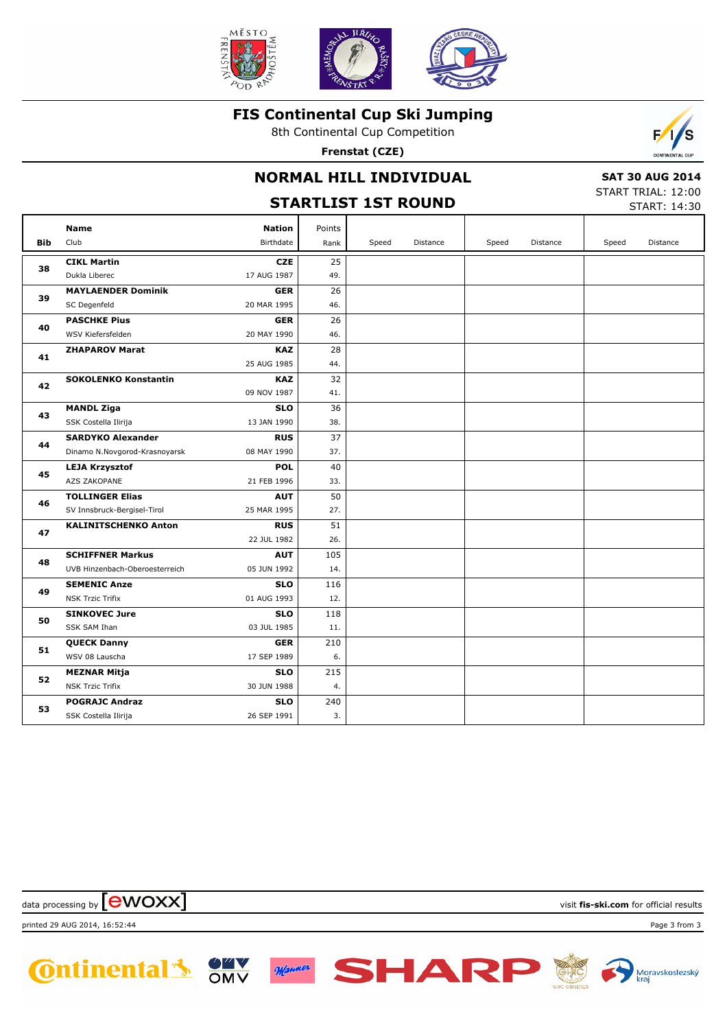# FIS Continental Cup Ski Jumping

8th Continental Cup Competition

**Frenstat (CZE)**

## NORMAL HILL INDIVIDUAL

**SAT 30 AUG 2014**
START TRIAL: 12:00
START: 14:30

## STARTLIST 1ST ROUND

| Bib | Name / Club | Nation / Birthdate | Points / Rank | Speed | Distance | Speed | Distance | Speed | Distance |
|---|---|---|---|---|---|---|---|---|---|
| 38 | **CIKL Martin** Dukla Liberec | **CZE** 17 AUG 1987 | 25 49. | | | | | | |
| 39 | **MAYLAENDER Dominik** SC Degenfeld | **GER** 20 MAR 1995 | 26 46. | | | | | | |
| 40 | **PASCHKE Pius** WSV Kiefersfelden | **GER** 20 MAY 1990 | 26 46. | | | | | | |
| 41 | **ZHAPAROV Marat** | **KAZ** 25 AUG 1985 | 28 44. | | | | | | |
| 42 | **SOKOLENKO Konstantin** | **KAZ** 09 NOV 1987 | 32 41. | | | | | | |
| 43 | **MANDL Ziga** SSK Costella Ilirija | **SLO** 13 JAN 1990 | 36 38. | | | | | | |
| 44 | **SARDYKO Alexander** Dinamo N.Novgorod-Krasnoyarsk | **RUS** 08 MAY 1990 | 37 37. | | | | | | |
| 45 | **LEJA Krzysztof** AZS ZAKOPANE | **POL** 21 FEB 1996 | 40 33. | | | | | | |
| 46 | **TOLLINGER Elias** SV Innsbruck-Bergisel-Tirol | **AUT** 25 MAR 1995 | 50 27. | | | | | | |
| 47 | **KALINITSCHENKO Anton** | **RUS** 22 JUL 1982 | 51 26. | | | | | | |
| 48 | **SCHIFFNER Markus** UVB Hinzenbach-Oberoesterreich | **AUT** 05 JUN 1992 | 105 14. | | | | | | |
| 49 | **SEMENIC Anze** NSK Trzic Trifix | **SLO** 01 AUG 1993 | 116 12. | | | | | | |
| 50 | **SINKOVEC Jure** SSK SAM Ihan | **SLO** 03 JUL 1985 | 118 11. | | | | | | |
| 51 | **QUECK Danny** WSV 08 Lauscha | **GER** 17 SEP 1989 | 210 6. | | | | | | |
| 52 | **MEZNAR Mitja** NSK Trzic Trifix | **SLO** 30 JUN 1988 | 215 4. | | | | | | |
| 53 | **POGRAJC Andraz** SSK Costella Ilirija | **SLO** 26 SEP 1991 | 240 3. | | | | | | |

data processing by ewoxx — visit **fis-ski.com** for official results

printed 29 AUG 2014, 16:52:44